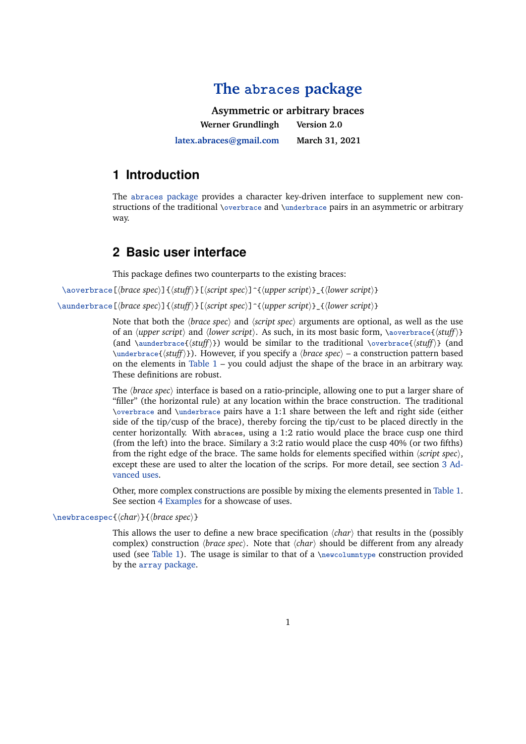# The abraces package

**Asymmetric or arbitrary braces**

**Werner Grundlingh** **Version 2.0**

**latex.abraces@gmail.com** **March 31, 2021**

## 1 Introduction

The abraces package provides a character key-driven interface to supplement new constructions of the traditional `\overbrace` and `\underbrace` pairs in an asymmetric or arbitrary way.

## 2 Basic user interface

This package defines two counterparts to the existing braces:

`\aoverbrace[⟨brace spec⟩]{⟨stuff⟩}[⟨script spec⟩]^{⟨upper script⟩}_{⟨lower script⟩}`

`\aunderbrace[⟨brace spec⟩]{⟨stuff⟩}[⟨script spec⟩]^{⟨upper script⟩}_{⟨lower script⟩}`

Note that both the ⟨*brace spec*⟩ and ⟨*script spec*⟩ arguments are optional, as well as the use of an ⟨*upper script*⟩ and ⟨*lower script*⟩. As such, in its most basic form, `\aoverbrace{⟨stuff⟩}` (and `\aunderbrace{⟨stuff⟩}`) would be similar to the traditional `\overbrace{⟨stuff⟩}` (and `\underbrace{⟨stuff⟩}`). However, if you specify a ⟨*brace spec*⟩ – a construction pattern based on the elements in Table 1 – you could adjust the shape of the brace in an arbitrary way. These definitions are robust.

The ⟨*brace spec*⟩ interface is based on a ratio-principle, allowing one to put a larger share of "filler" (the horizontal rule) at any location within the brace construction. The traditional `\overbrace` and `\underbrace` pairs have a 1:1 share between the left and right side (either side of the tip/cusp of the brace), thereby forcing the tip/cust to be placed directly in the center horizontally. With abraces, using a 1:2 ratio would place the brace cusp one third (from the left) into the brace. Similary a 3:2 ratio would place the cusp 40% (or two fifths) from the right edge of the brace. The same holds for elements specified within ⟨*script spec*⟩, except these are used to alter the location of the scrips. For more detail, see section 3 Advanced uses.

Other, more complex constructions are possible by mixing the elements presented in Table 1. See section 4 Examples for a showcase of uses.

`\newbracespec{⟨char⟩}{⟨brace spec⟩}`

This allows the user to define a new brace specification ⟨*char*⟩ that results in the (possibly complex) construction ⟨*brace spec*⟩. Note that ⟨*char*⟩ should be different from any already used (see Table 1). The usage is similar to that of a `\newcolumntype` construction provided by the array package.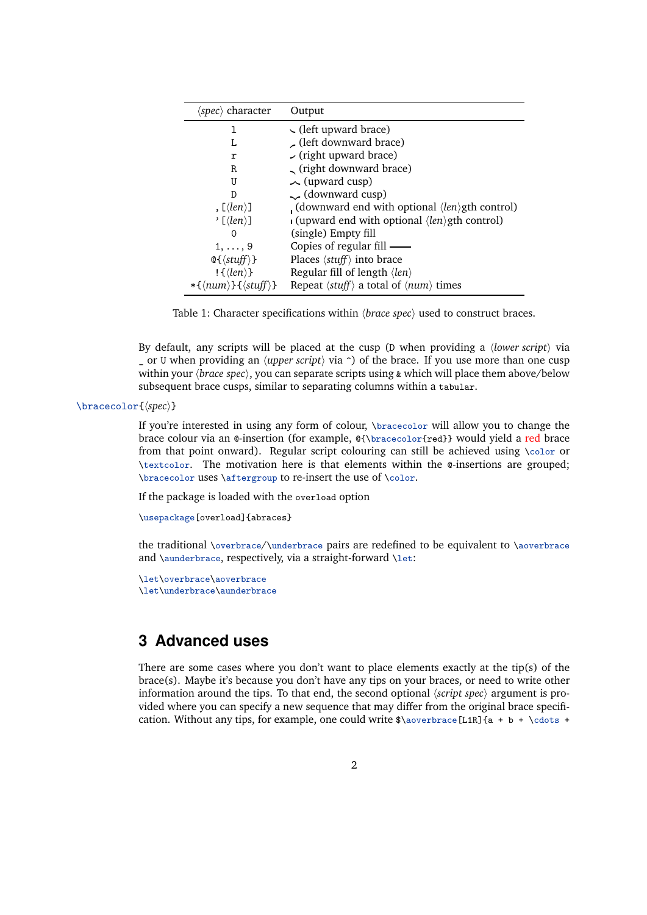| ⟨spec⟩ character | Output |
|---|---|
| `l` | (left upward brace) |
| `L` | (left downward brace) |
| `r` | (right upward brace) |
| `R` | (right downward brace) |
| `U` | (upward cusp) |
| `D` | (downward cusp) |
| `,[⟨len⟩]` | (downward end with optional ⟨len⟩gth control) |
| `'[⟨len⟩]` | (upward end with optional ⟨len⟩gth control) |
| `0` | (single) Empty fill |
| `1, ..., 9` | Copies of regular fill —— |
| `@{⟨stuff⟩}` | Places ⟨stuff⟩ into brace |
| `!{⟨len⟩}` | Regular fill of length ⟨len⟩ |
| `*{⟨num⟩}{⟨stuff⟩}` | Repeat ⟨stuff⟩ a total of ⟨num⟩ times |

Table 1: Character specifications within ⟨brace spec⟩ used to construct braces.

By default, any scripts will be placed at the cusp (`D` when providing a ⟨*lower script*⟩ via `_` or `U` when providing an ⟨*upper script*⟩ via `^`) of the brace. If you use more than one cusp within your ⟨*brace spec*⟩, you can separate scripts using `&` which will place them above/below subsequent brace cusps, similar to separating columns within a `tabular`.

`\bracecolor{⟨spec⟩}`

If you're interested in using any form of colour, `\bracecolor` will allow you to change the brace colour via an `@`-insertion (for example, `@{\bracecolor{red}}` would yield a red brace from that point onward). Regular script colouring can still be achieved using `\color` or `\textcolor`. The motivation here is that elements within the `@`-insertions are grouped; `\bracecolor` uses `\aftergroup` to re-insert the use of `\color`.

If the package is loaded with the `overload` option

```
\usepackage[overload]{abraces}
```

the traditional `\overbrace`/`\underbrace` pairs are redefined to be equivalent to `\aoverbrace` and `\aunderbrace`, respectively, via a straight-forward `\let`:

```
\let\overbrace\aoverbrace
\let\underbrace\aunderbrace
```

## 3 Advanced uses

There are some cases where you don't want to place elements exactly at the tip(s) of the brace(s). Maybe it's because you don't have any tips on your braces, or need to write other information around the tips. To that end, the second optional ⟨*script spec*⟩ argument is provided where you can specify a new sequence that may differ from the original brace specification. Without any tips, for example, one could write `$\aoverbrace[L1R]{a + b + \cdots +`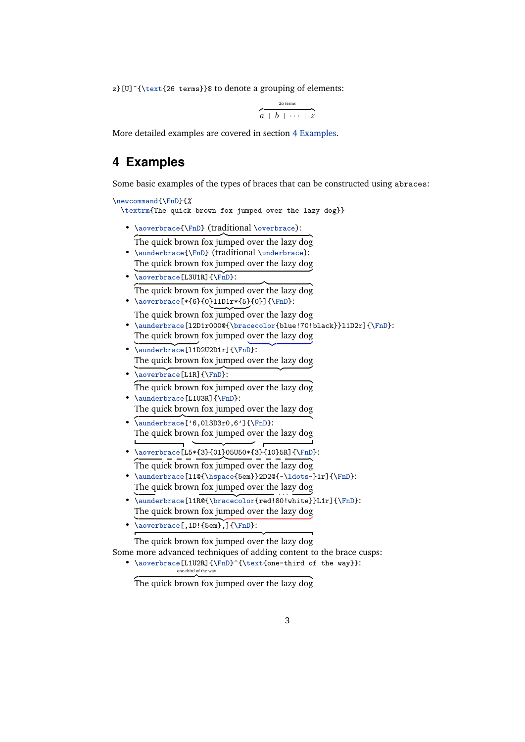z}[U]^{\text{26 terms}}$ to denote a grouping of elements:

$$\overbrace{a+b+\cdots+z}^{\text{26 terms}}$$

More detailed examples are covered in section 4 Examples.

## 4 Examples

Some basic examples of the types of braces that can be constructed using `abraces`:

```
\newcommand{\FnD}{%
  \textrm{The quick brown fox jumped over the lazy dog}}
```

- `\aoverbrace{\FnD}` (traditional `\overbrace`):
  The quick brown fox jumped over the lazy dog
- `\aunderbrace{\FnD}` (traditional `\underbrace`):
  The quick brown fox jumped over the lazy dog
- `\aoverbrace[L3U1R]{\FnD}`:
  The quick brown fox jumped over the lazy dog
- `\aoverbrace[*{6}{0}l1D1r*{5}{0}]{\FnD}`:
  The quick brown fox jumped over the lazy dog
- `\aunderbrace[l2D1r000@{\bracecolor{blue!70!black}}l1D2r]{\FnD}`:
  The quick brown fox jumped over the lazy dog
- `\aunderbrace[l1D2U2D1r]{\FnD}`:
  The quick brown fox jumped over the lazy dog
- `\aoverbrace[L1R]{\FnD}`:
  The quick brown fox jumped over the lazy dog
- `\aunderbrace[L1U3R]{\FnD}`:
  The quick brown fox jumped over the lazy dog
- `\aunderbrace['6,0l3D3r0,6']{\FnD}`:
  The quick brown fox jumped over the lazy dog
- `\aoverbrace[L5*{3}{01}05U50*{3}{10}5R]{\FnD}`:
  The quick brown fox jumped over the lazy dog
- `\aunderbrace[l1@{\hspace{5em}}2D2@{~\ldots~}1r]{\FnD}`:
  The quick brown fox jumped over the lazy dog
- `\aunderbrace[l1R@{\bracecolor{red!80!white}}L1r]{\FnD}`:
  The quick brown fox jumped over the lazy dog
- `\aoverbrace[,1D!{5em},]{\FnD}`:
  The quick brown fox jumped over the lazy dog

Some more advanced techniques of adding content to the brace cusps:

- `\aoverbrace[L1U2R]{\FnD}^{\text{one-third of the way}}`:
  one-third of the way
  The quick brown fox jumped over the lazy dog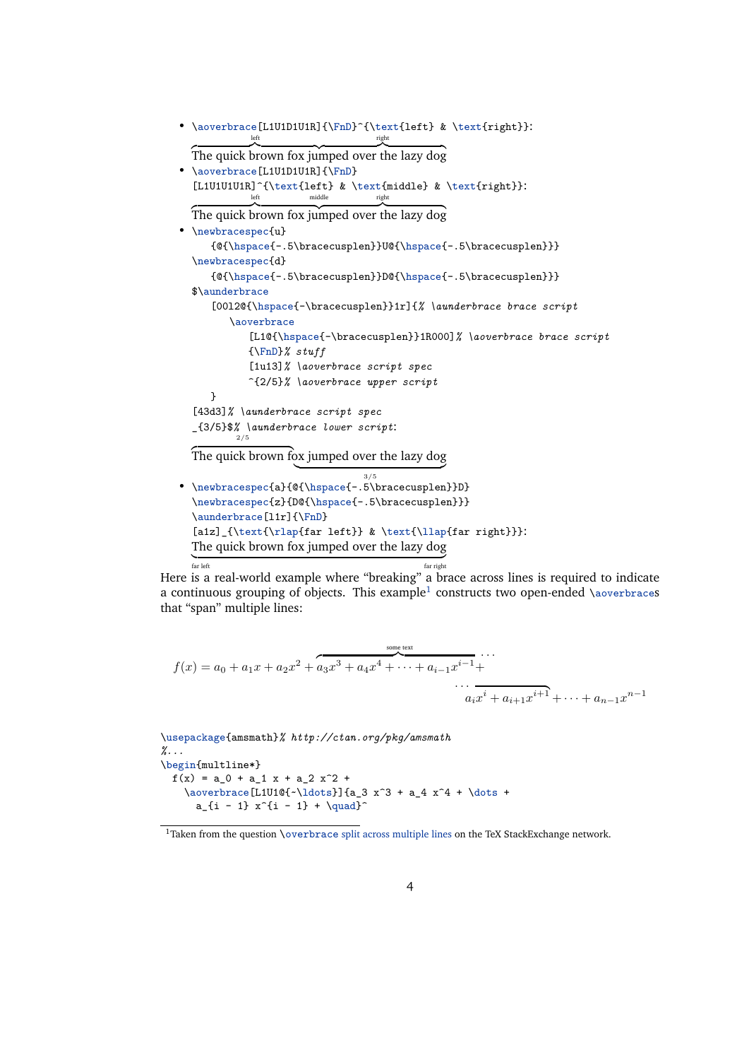- `\aoverbrace[L1U1D1U1R]{\FnD}^{\text{left} & \text{right}}`:

  The quick brown fox jumped over the lazy dog (overbrace labels: left, right)

- `\aoverbrace[L1U1D1U1R]{\FnD}`
  `[L1U1U1U1R]^{\text{left} & \text{middle} & \text{right}}`:

  The quick brown fox jumped over the lazy dog (overbrace labels: left, middle, right)

- ```
  \newbracespec{u}
     {@{\hspace{-.5\bracecusplen}}U@{\hspace{-.5\bracecusplen}}}
  \newbracespec{d}
     {@{\hspace{-.5\bracecusplen}}D@{\hspace{-.5\bracecusplen}}}
  $\aunderbrace
     [0012@{\hspace{-\bracecusplen}}1r]{% \aunderbrace brace script
        \aoverbrace
           [L1@{\hspace{-\bracecusplen}}1R000]% \aoverbrace brace script
           {\FnD}% stuff
           [1u13]% \aoverbrace script spec
           ^{2/5}% \aoverbrace upper script
     }
  [43d3]% \aunderbrace script spec
  _{3/5}$% \aunderbrace lower script:
  ```

  The quick brown fox jumped over the lazy dog (labels: 2/5 above, 3/5 below)

- ```
  \newbracespec{a}{@{\hspace{-.5\bracecusplen}}D}
  \newbracespec{z}{D@{\hspace{-.5\bracecusplen}}}
  \aunderbrace[l1r]{\FnD}
  [a1z]_{\text{\rlap{far left}} & \text{\llap{far right}}}:
  ```

  The quick brown fox jumped over the lazy dog (underbrace labels: far left, far right)

Here is a real-world example where "breaking" a brace across lines is required to indicate a continuous grouping of objects. This example[1] constructs two open-ended `\aoverbrace`s that "span" multiple lines:

$$f(x) = a_0 + a_1 x + a_2 x^2 + \overbrace{a_3 x^3 + a_4 x^4 + \cdots + a_{i-1} x^{i-1} +}^{\text{some text}} \cdots$$

$$\cdots \overline{a_i x^i + a_{i+1} x^{i+1}} + \cdots + a_{n-1} x^{n-1}$$

```
\usepackage{amsmath}% http://ctan.org/pkg/amsmath
%...
\begin{multline*}
  f(x) = a_0 + a_1 x + a_2 x^2 +
    \aoverbrace[L1U1@{~\ldots}]{a_3 x^3 + a_4 x^4 + \dots +
      a_{i - 1} x^{i - 1} + \quad}^
```

[1] Taken from the question `\overbrace` split across multiple lines on the TeX StackExchange network.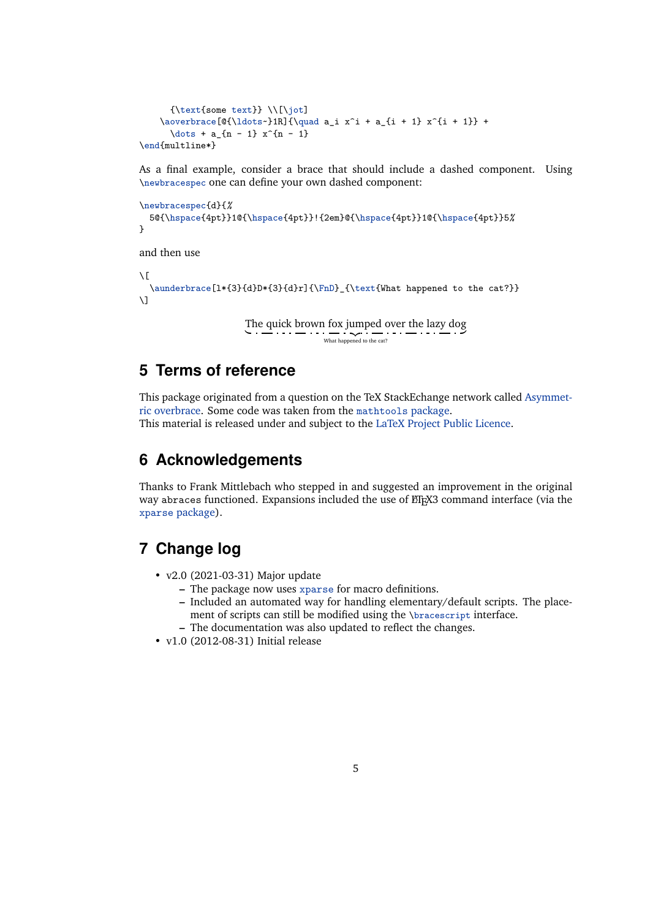```
    {\text{some text}} \\[\jot]
  \aoverbrace[@{\ldots~}1R]{\quad a_i x^i + a_{i + 1} x^{i + 1}} +
    \dots + a_{n - 1} x^{n - 1}
\end{multline*}
```

As a final example, consider a brace that should include a dashed component. Using `\newbracespec` one can define your own dashed component:

```
\newbracespec{d}{%
  5@{\hspace{4pt}}1@{\hspace{4pt}}!{2em}@{\hspace{4pt}}1@{\hspace{4pt}}5%
}
```

and then use

```
\[
  \aunderbrace[l*{3}{d}D*{3}{d}r]{\FnD}_{\text{What happened to the cat?}}
\]
```

The quick brown fox jumped over the lazy dog

What happened to the cat?

## 5 Terms of reference

This package originated from a question on the TeX StackEchange network called Asymmetric overbrace. Some code was taken from the `mathtools` package.
This material is released under and subject to the LaTeX Project Public Licence.

## 6 Acknowledgements

Thanks to Frank Mittlebach who stepped in and suggested an improvement in the original way `abraces` functioned. Expansions included the use of LaTeX3 command interface (via the `xparse` package).

## 7 Change log

- v2.0 (2021-03-31) Major update
  - The package now uses `xparse` for macro definitions.
  - Included an automated way for handling elementary/default scripts. The placement of scripts can still be modified using the `\bracescript` interface.
  - The documentation was also updated to reflect the changes.
- v1.0 (2012-08-31) Initial release